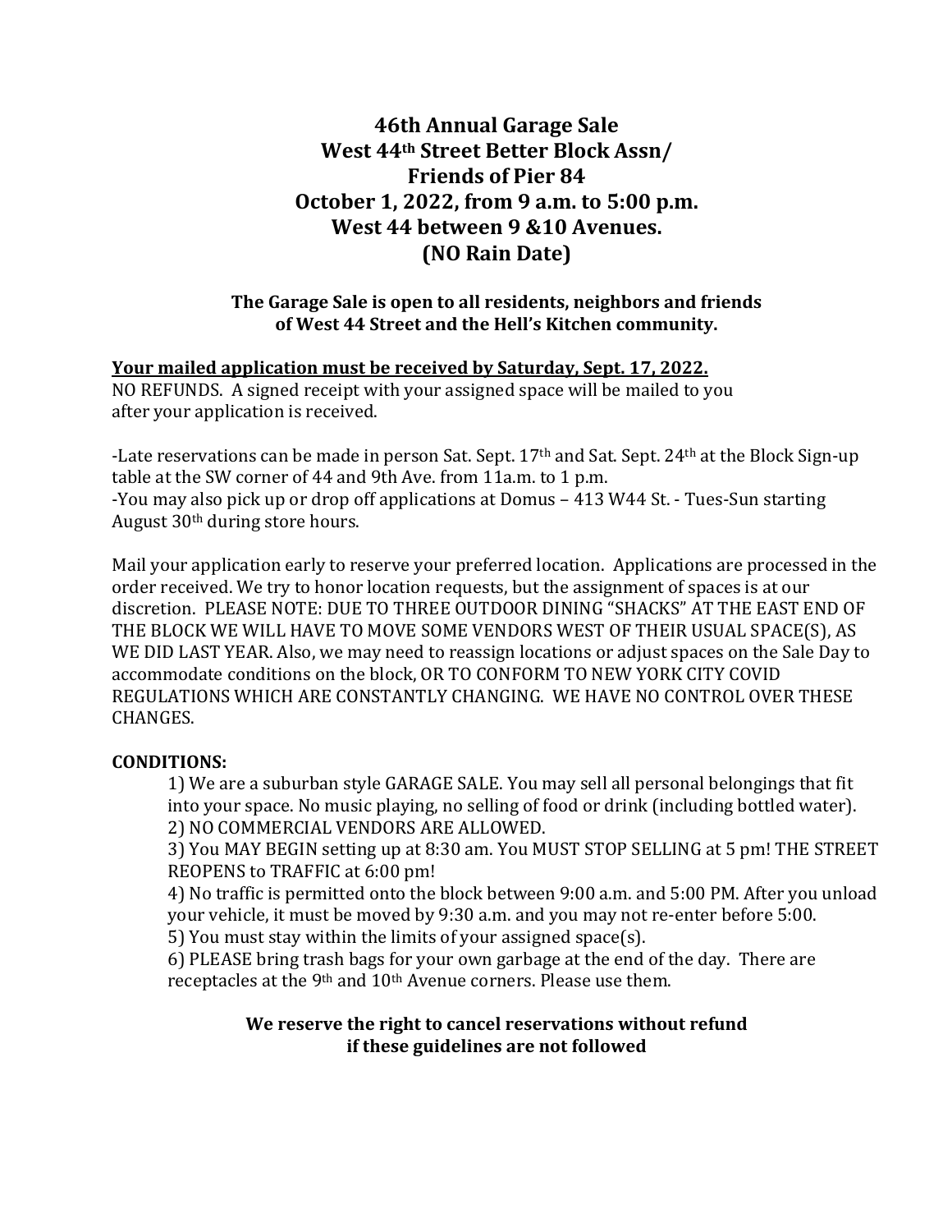# 46th Annual Garage Sale
# West 44th Street Better Block Assn/
# Friends of Pier 84
# October 1, 2022, from 9 a.m. to 5:00 p.m.
# West 44 between 9 &10 Avenues.
# (NO Rain Date)

**The Garage Sale is open to all residents, neighbors and friends of West 44 Street and the Hell's Kitchen community.**

**Your mailed application must be received by Saturday, Sept. 17, 2022.**
NO REFUNDS. A signed receipt with your assigned space will be mailed to you after your application is received.

-Late reservations can be made in person Sat. Sept. 17th and Sat. Sept. 24th at the Block Sign-up table at the SW corner of 44 and 9th Ave. from 11a.m. to 1 p.m.
-You may also pick up or drop off applications at Domus – 413 W44 St. - Tues-Sun starting August 30th during store hours.

Mail your application early to reserve your preferred location. Applications are processed in the order received. We try to honor location requests, but the assignment of spaces is at our discretion. PLEASE NOTE: DUE TO THREE OUTDOOR DINING "SHACKS" AT THE EAST END OF THE BLOCK WE WILL HAVE TO MOVE SOME VENDORS WEST OF THEIR USUAL SPACE(S), AS WE DID LAST YEAR. Also, we may need to reassign locations or adjust spaces on the Sale Day to accommodate conditions on the block, OR TO CONFORM TO NEW YORK CITY COVID REGULATIONS WHICH ARE CONSTANTLY CHANGING. WE HAVE NO CONTROL OVER THESE CHANGES.

**CONDITIONS:**

1) We are a suburban style GARAGE SALE. You may sell all personal belongings that fit into your space. No music playing, no selling of food or drink (including bottled water).
2) NO COMMERCIAL VENDORS ARE ALLOWED.
3) You MAY BEGIN setting up at 8:30 am. You MUST STOP SELLING at 5 pm! THE STREET REOPENS to TRAFFIC at 6:00 pm!
4) No traffic is permitted onto the block between 9:00 a.m. and 5:00 PM. After you unload your vehicle, it must be moved by 9:30 a.m. and you may not re-enter before 5:00.
5) You must stay within the limits of your assigned space(s).
6) PLEASE bring trash bags for your own garbage at the end of the day. There are receptacles at the 9th and 10th Avenue corners. Please use them.

**We reserve the right to cancel reservations without refund if these guidelines are not followed**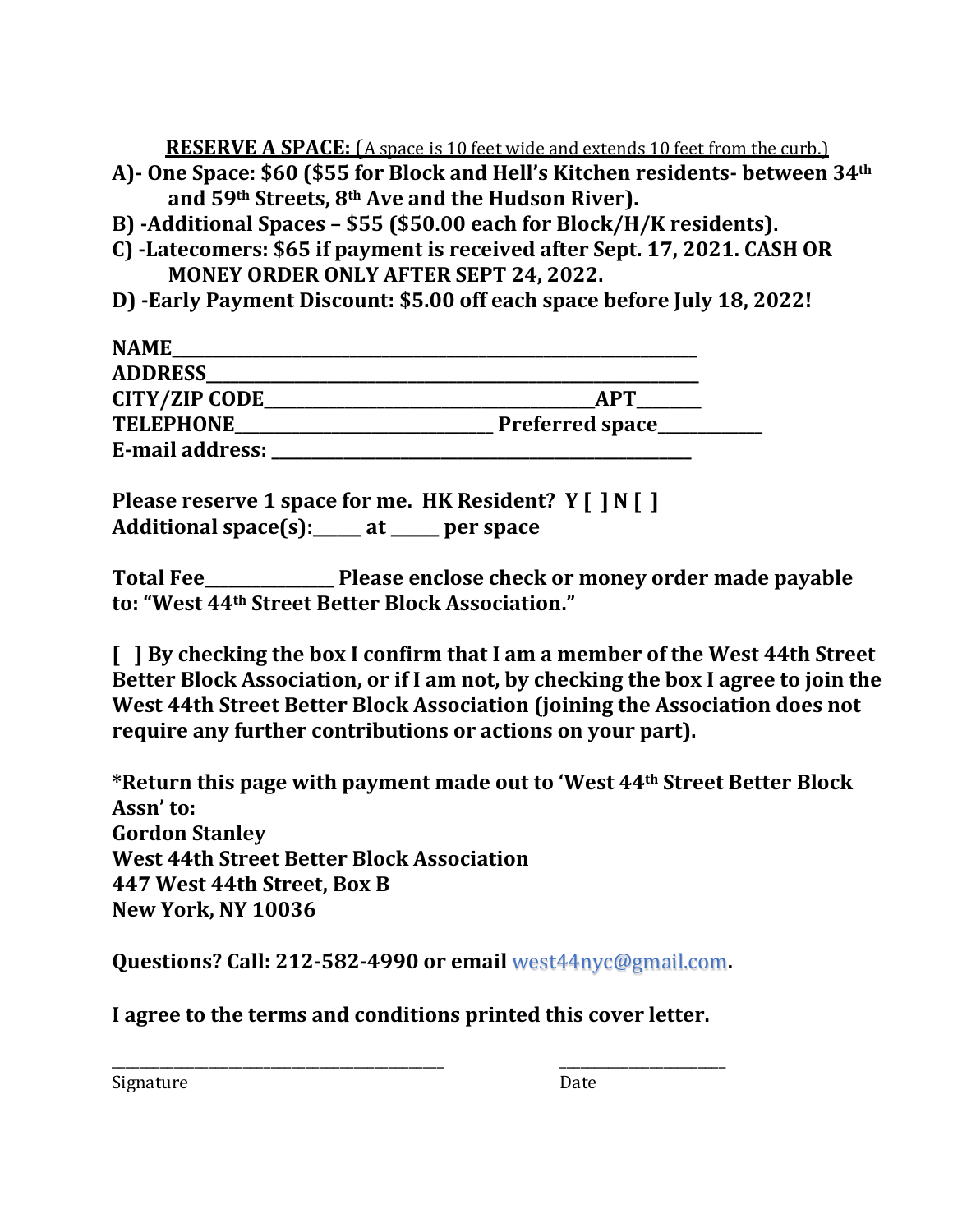**RESERVE A SPACE:** (A space is 10 feet wide and extends 10 feet from the curb.)

**A)- One Space: $60 ($55 for Block and Hell's Kitchen residents- between 34th and 59th Streets, 8th Ave and the Hudson River).**

**B) -Additional Spaces – $55 ($50.00 each for Block/H/K residents).**

**C) -Latecomers: $65 if payment is received after Sept. 17, 2021. CASH OR MONEY ORDER ONLY AFTER SEPT 24, 2022.**

**D) -Early Payment Discount: $5.00 off each space before July 18, 2022!**

**NAME**_______________________________________________________________

**ADDRESS**____________________________________________________________

**CITY/ZIP CODE**_________________________________________**APT**________

**TELEPHONE**______________________________ **Preferred space**____________

**E-mail address:** ______________________________________________________

**Please reserve 1 space for me. HK Resident? Y [ ] N [ ]**

**Additional space(s):_____ at _____ per space**

**Total Fee______________ Please enclose check or money order made payable to: "West 44th Street Better Block Association."**

**[ ] By checking the box I confirm that I am a member of the West 44th Street Better Block Association, or if I am not, by checking the box I agree to join the West 44th Street Better Block Association (joining the Association does not require any further contributions or actions on your part).**

**\*Return this page with payment made out to 'West 44th Street Better Block Assn' to:**
**Gordon Stanley**
**West 44th Street Better Block Association**
**447 West 44th Street, Box B**
**New York, NY 10036**

**Questions? Call: 212-582-4990 or email** west44nyc@gmail.com**.**

**I agree to the terms and conditions printed this cover letter.**

_____________________________________ ____________________

Signature Date